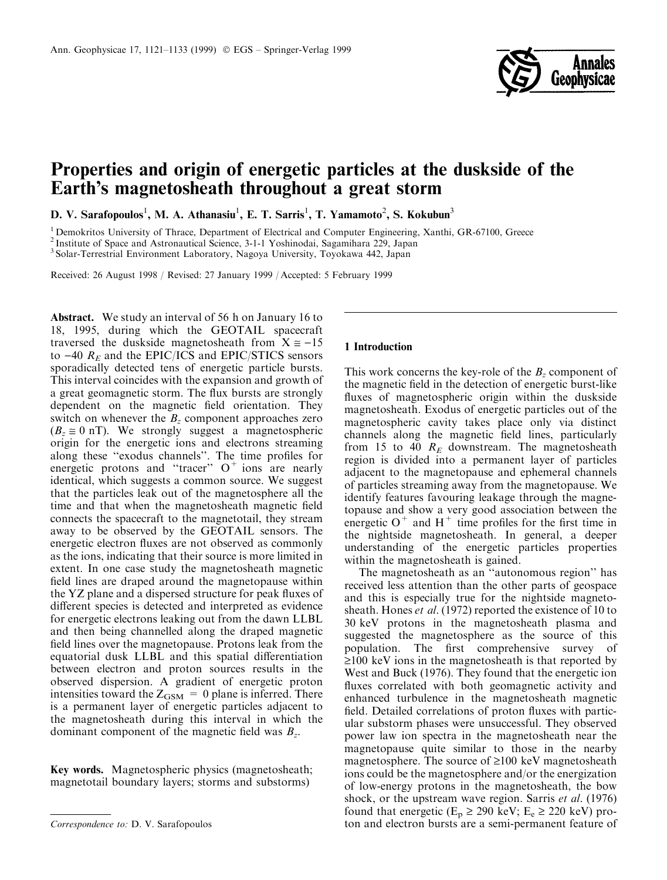# Properties and origin of energetic particles at the duskside of the Earth's magnetosheath throughout a great storm

D. V. Sarafopoulos[1], M. A. Athanasiu[1], E. T. Sarris[1], T. Yamamoto[2], S. Kokubun[3]

[1] Demokritos University of Thrace, Department of Electrical and Computer Engineering, Xanthi, GR-67100, Greece
[2] Institute of Space and Astronautical Science, 3-1-1 Yoshinodai, Sagamihara 229, Japan
[3] Solar-Terrestrial Environment Laboratory, Nagoya University, Toyokawa 442, Japan

Received: 26 August 1998 / Revised: 27 January 1999 / Accepted: 5 February 1999

**Abstract.** We study an interval of 56 h on January 16 to 18, 1995, during which the GEOTAIL spacecraft traversed the duskside magnetosheath from $X \cong -15$ to $-40$ $R_E$ and the EPIC/ICS and EPIC/STICS sensors sporadically detected tens of energetic particle bursts. This interval coincides with the expansion and growth of a great geomagnetic storm. The flux bursts are strongly dependent on the magnetic field orientation. They switch on whenever the $B_z$ component approaches zero ($B_z \cong 0$ nT). We strongly suggest a magnetospheric origin for the energetic ions and electrons streaming along these "exodus channels". The time profiles for energetic protons and "tracer" $O^+$ ions are nearly identical, which suggests a common source. We suggest that the particles leak out of the magnetosphere all the time and that when the magnetosheath magnetic field connects the spacecraft to the magnetotail, they stream away to be observed by the GEOTAIL sensors. The energetic electron fluxes are not observed as commonly as the ions, indicating that their source is more limited in extent. In one case study the magnetosheath magnetic field lines are draped around the magnetopause within the YZ plane and a dispersed structure for peak fluxes of different species is detected and interpreted as evidence for energetic electrons leaking out from the dawn LLBL and then being channelled along the draped magnetic field lines over the magnetopause. Protons leak from the equatorial dusk LLBL and this spatial differentiation between electron and proton sources results in the observed dispersion. A gradient of energetic proton intensities toward the $Z_{GSM} = 0$ plane is inferred. There is a permanent layer of energetic particles adjacent to the magnetosheath during this interval in which the dominant component of the magnetic field was $B_z$.

**Key words.** Magnetospheric physics (magnetosheath; magnetotail boundary layers; storms and substorms)

*Correspondence to:* D. V. Sarafopoulos

## 1 Introduction

This work concerns the key-role of the $B_z$ component of the magnetic field in the detection of energetic burst-like fluxes of magnetospheric origin within the duskside magnetosheath. Exodus of energetic particles out of the magnetospheric cavity takes place only via distinct channels along the magnetic field lines, particularly from 15 to 40 $R_E$ downstream. The magnetosheath region is divided into a permanent layer of particles adjacent to the magnetopause and ephemeral channels of particles streaming away from the magnetopause. We identify features favouring leakage through the magnetopause and show a very good association between the energetic $O^+$ and $H^+$ time profiles for the first time in the nightside magnetosheath. In general, a deeper understanding of the energetic particles properties within the magnetosheath is gained.

The magnetosheath as an "autonomous region" has received less attention than the other parts of geospace and this is especially true for the nightside magnetosheath. Hones *et al.* (1972) reported the existence of 10 to 30 keV protons in the magnetosheath plasma and suggested the magnetosphere as the source of this population. The first comprehensive survey of $\geq$100 keV ions in the magnetosheath is that reported by West and Buck (1976). They found that the energetic ion fluxes correlated with both geomagnetic activity and enhanced turbulence in the magnetosheath magnetic field. Detailed correlations of proton fluxes with particular substorm phases were unsuccessful. They observed power law ion spectra in the magnetosheath near the magnetopause quite similar to those in the nearby magnetosphere. The source of $\geq$100 keV magnetosheath ions could be the magnetosphere and/or the energization of low-energy protons in the magnetosheath, the bow shock, or the upstream wave region. Sarris *et al.* (1976) found that energetic ($E_p \geq 290$ keV; $E_e \geq 220$ keV) proton and electron bursts are a semi-permanent feature of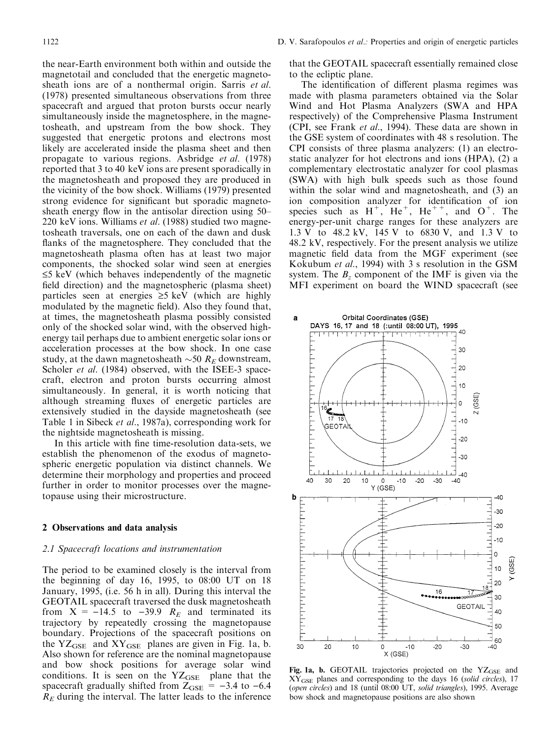the near-Earth environment both within and outside the magnetotail and concluded that the energetic magnetosheath ions are of a nonthermal origin. Sarris *et al.* (1978) presented simultaneous observations from three spacecraft and argued that proton bursts occur nearly simultaneously inside the magnetosphere, in the magnetosheath, and upstream from the bow shock. They suggested that energetic protons and electrons most likely are accelerated inside the plasma sheet and then propagate to various regions. Asbridge *et al.* (1978) reported that 3 to 40 keV ions are present sporadically in the magnetosheath and proposed they are produced in the vicinity of the bow shock. Williams (1979) presented strong evidence for significant but sporadic magnetosheath energy flow in the antisolar direction using 50–220 keV ions. Williams *et al.* (1988) studied two magnetosheath traversals, one on each of the dawn and dusk flanks of the magnetosphere. They concluded that the magnetosheath plasma often has at least two major components, the shocked solar wind seen at energies ≤5 keV (which behaves independently of the magnetic field direction) and the magnetospheric (plasma sheet) particles seen at energies ≥5 keV (which are highly modulated by the magnetic field). Also they found that, at times, the magnetosheath plasma possibly consisted only of the shocked solar wind, with the observed high-energy tail perhaps due to ambient energetic solar ions or acceleration processes at the bow shock. In one case study, at the dawn magnetosheath ~50 $R_E$ downstream, Scholer *et al.* (1984) observed, with the ISEE-3 spacecraft, electron and proton bursts occurring almost simultaneously. In general, it is worth noticing that although streaming fluxes of energetic particles are extensively studied in the dayside magnetosheath (see Table 1 in Sibeck *et al.*, 1987a), corresponding work for the nightside magnetosheath is missing.

In this article with fine time-resolution data-sets, we establish the phenomenon of the exodus of magnetospheric energetic population via distinct channels. We determine their morphology and properties and proceed further in order to monitor processes over the magnetopause using their microstructure.

## 2 Observations and data analysis

### 2.1 Spacecraft locations and instrumentation

The period to be examined closely is the interval from the beginning of day 16, 1995, to 08:00 UT on 18 January, 1995, (i.e. 56 h in all). During this interval the GEOTAIL spacecraft traversed the dusk magnetosheath from X = −14.5 to −39.9 $R_E$ and terminated its trajectory by repeatedly crossing the magnetopause boundary. Projections of the spacecraft positions on the $YZ_{GSE}$ and $XY_{GSE}$ planes are given in Fig. 1a, b. Also shown for reference are the nominal magnetopause and bow shock positions for average solar wind conditions. It is seen on the $YZ_{GSE}$ plane that the spacecraft gradually shifted from $Z_{GSE}$ = −3.4 to −6.4 $R_E$ during the interval. The latter leads to the inference that the GEOTAIL spacecraft essentially remained close to the ecliptic plane.

The identification of different plasma regimes was made with plasma parameters obtained via the Solar Wind and Hot Plasma Analyzers (SWA and HPA respectively) of the Comprehensive Plasma Instrument (CPI, see Frank *et al.*, 1994). These data are shown in the GSE system of coordinates with 48 s resolution. The CPI consists of three plasma analyzers: (1) an electrostatic analyzer for hot electrons and ions (HPA), (2) a complementary electrostatic analyzer for cool plasmas (SWA) with high bulk speeds such as those found within the solar wind and magnetosheath, and (3) an ion composition analyzer for identification of ion species such as $H^+$, $He^+$, $He^{++}$, and $O^+$. The energy-per-unit charge ranges for these analyzers are 1.3 V to 48.2 kV, 145 V to 6830 V, and 1.3 V to 48.2 kV, respectively. For the present analysis we utilize magnetic field data from the MGF experiment (see Kokubum *et al.*, 1994) with 3 s resolution in the GSM system. The $B_z$ component of the IMF is given via the MFI experiment on board the WIND spacecraft (see

**Fig. 1a, b.** GEOTAIL trajectories projected on the $YZ_{GSE}$ and $XY_{GSE}$ planes and corresponding to the days 16 (*solid circles*), 17 (*open circles*) and 18 (until 08:00 UT, *solid triangles*), 1995. Average bow shock and magnetopause positions are also shown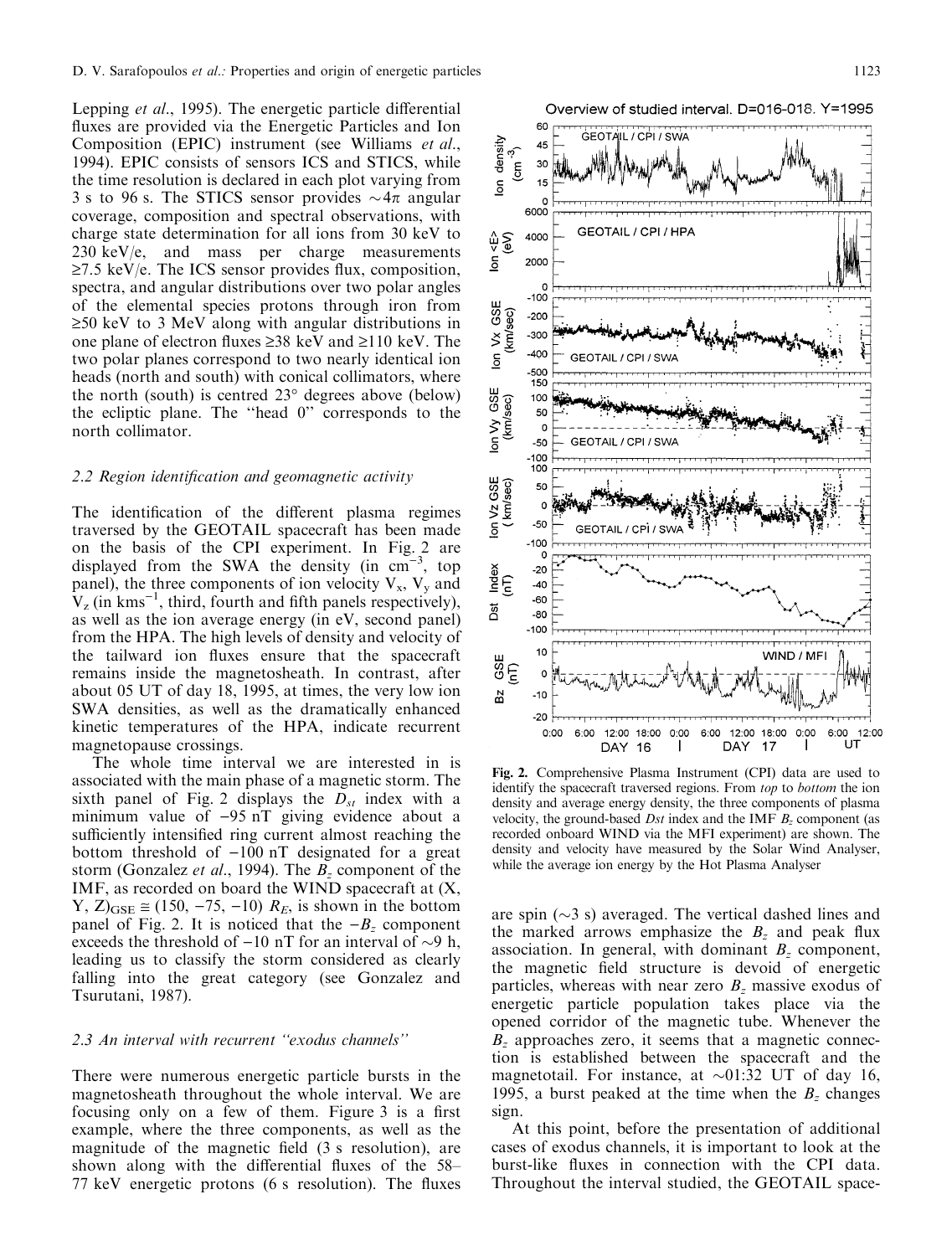Lepping *et al*., 1995). The energetic particle differential fluxes are provided via the Energetic Particles and Ion Composition (EPIC) instrument (see Williams *et al*., 1994). EPIC consists of sensors ICS and STICS, while the time resolution is declared in each plot varying from 3 s to 96 s. The STICS sensor provides $\sim 4\pi$ angular coverage, composition and spectral observations, with charge state determination for all ions from 30 keV to 230 keV/e, and mass per charge measurements $\geq 7.5$ keV/e. The ICS sensor provides flux, composition, spectra, and angular distributions over two polar angles of the elemental species protons through iron from $\geq 50$ keV to 3 MeV along with angular distributions in one plane of electron fluxes $\geq 38$ keV and $\geq 110$ keV. The two polar planes correspond to two nearly identical ion heads (north and south) with conical collimators, where the north (south) is centred 23° degrees above (below) the ecliptic plane. The "head 0" corresponds to the north collimator.

### *2.2 Region identification and geomagnetic activity*

The identification of the different plasma regimes traversed by the GEOTAIL spacecraft has been made on the basis of the CPI experiment. In Fig. 2 are displayed from the SWA the density (in $cm^{-3}$, top panel), the three components of ion velocity $V_x$, $V_y$ and $V_z$ (in $kms^{-1}$, third, fourth and fifth panels respectively), as well as the ion average energy (in eV, second panel) from the HPA. The high levels of density and velocity of the tailward ion fluxes ensure that the spacecraft remains inside the magnetosheath. In contrast, after about 05 UT of day 18, 1995, at times, the very low ion SWA densities, as well as the dramatically enhanced kinetic temperatures of the HPA, indicate recurrent magnetopause crossings.

The whole time interval we are interested in is associated with the main phase of a magnetic storm. The sixth panel of Fig. 2 displays the $D_{st}$ index with a minimum value of $-95$ nT giving evidence about a sufficiently intensified ring current almost reaching the bottom threshold of $-100$ nT designated for a great storm (Gonzalez *et al*., 1994). The $B_z$ component of the IMF, as recorded on board the WIND spacecraft at (X, Y, Z)$_{GSE} \cong (150, -75, -10)\ R_E$, is shown in the bottom panel of Fig. 2. It is noticed that the $-B_z$ component exceeds the threshold of $-10$ nT for an interval of $\sim 9$ h, leading us to classify the storm considered as clearly falling into the great category (see Gonzalez and Tsurutani, 1987).

### *2.3 An interval with recurrent "exodus channels"*

There were numerous energetic particle bursts in the magnetosheath throughout the whole interval. We are focusing only on a few of them. Figure 3 is a first example, where the three components, as well as the magnitude of the magnetic field (3 s resolution), are shown along with the differential fluxes of the 58–77 keV energetic protons (6 s resolution). The fluxes are spin ($\sim 3$ s) averaged. The vertical dashed lines and the marked arrows emphasize the $B_z$ and peak flux association. In general, with dominant $B_z$ component, the magnetic field structure is devoid of energetic particles, whereas with near zero $B_z$ massive exodus of energetic particle population takes place via the opened corridor of the magnetic tube. Whenever the $B_z$ approaches zero, it seems that a magnetic connection is established between the spacecraft and the magnetotail. For instance, at $\sim$01:32 UT of day 16, 1995, a burst peaked at the time when the $B_z$ changes sign.

At this point, before the presentation of additional cases of exodus channels, it is important to look at the burst-like fluxes in connection with the CPI data. Throughout the interval studied, the GEOTAIL space-

**Fig. 2.** Comprehensive Plasma Instrument (CPI) data are used to identify the spacecraft traversed regions. From *top* to *bottom* the ion density and average energy density, the three components of plasma velocity, the ground-based *Dst* index and the IMF $B_z$ component (as recorded onboard WIND via the MFI experiment) are shown. The density and velocity have measured by the Solar Wind Analyser, while the average ion energy by the Hot Plasma Analyser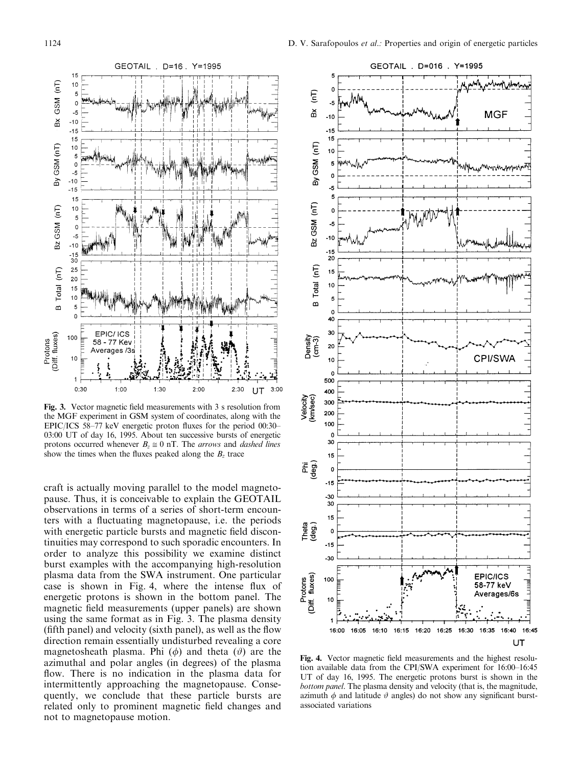**Fig. 3.** Vector magnetic field measurements with 3 s resolution from the MGF experiment in GSM system of coordinates, along with the EPIC/ICS 58–77 keV energetic proton fluxes for the period 00:30–03:00 UT of day 16, 1995. About ten successive bursts of energetic protons occurred whenever $B_z \cong 0$ nT. The *arrows* and *dashed lines* show the times when the fluxes peaked along the $B_z$ trace

craft is actually moving parallel to the model magnetopause. Thus, it is conceivable to explain the GEOTAIL observations in terms of a series of short-term encounters with a fluctuating magnetopause, i.e. the periods with energetic particle bursts and magnetic field discontinuities may correspond to such sporadic encounters. In order to analyze this possibility we examine distinct burst examples with the accompanying high-resolution plasma data from the SWA instrument. One particular case is shown in Fig. 4, where the intense flux of energetic protons is shown in the bottom panel. The magnetic field measurements (upper panels) are shown using the same format as in Fig. 3. The plasma density (fifth panel) and velocity (sixth panel), as well as the flow direction remain essentially undisturbed revealing a core magnetosheath plasma. Phi ($\phi$) and theta ($\vartheta$) are the azimuthal and polar angles (in degrees) of the plasma flow. There is no indication in the plasma data for intermittently approaching the magnetopause. Consequently, we conclude that these particle bursts are related only to prominent magnetic field changes and not to magnetopause motion.

**Fig. 4.** Vector magnetic field measurements and the highest resolution available data from the CPI/SWA experiment for 16:00–16:45 UT of day 16, 1995. The energetic protons burst is shown in the *bottom panel*. The plasma density and velocity (that is, the magnitude, azimuth $\phi$ and latitude $\vartheta$ angles) do not show any significant burst-associated variations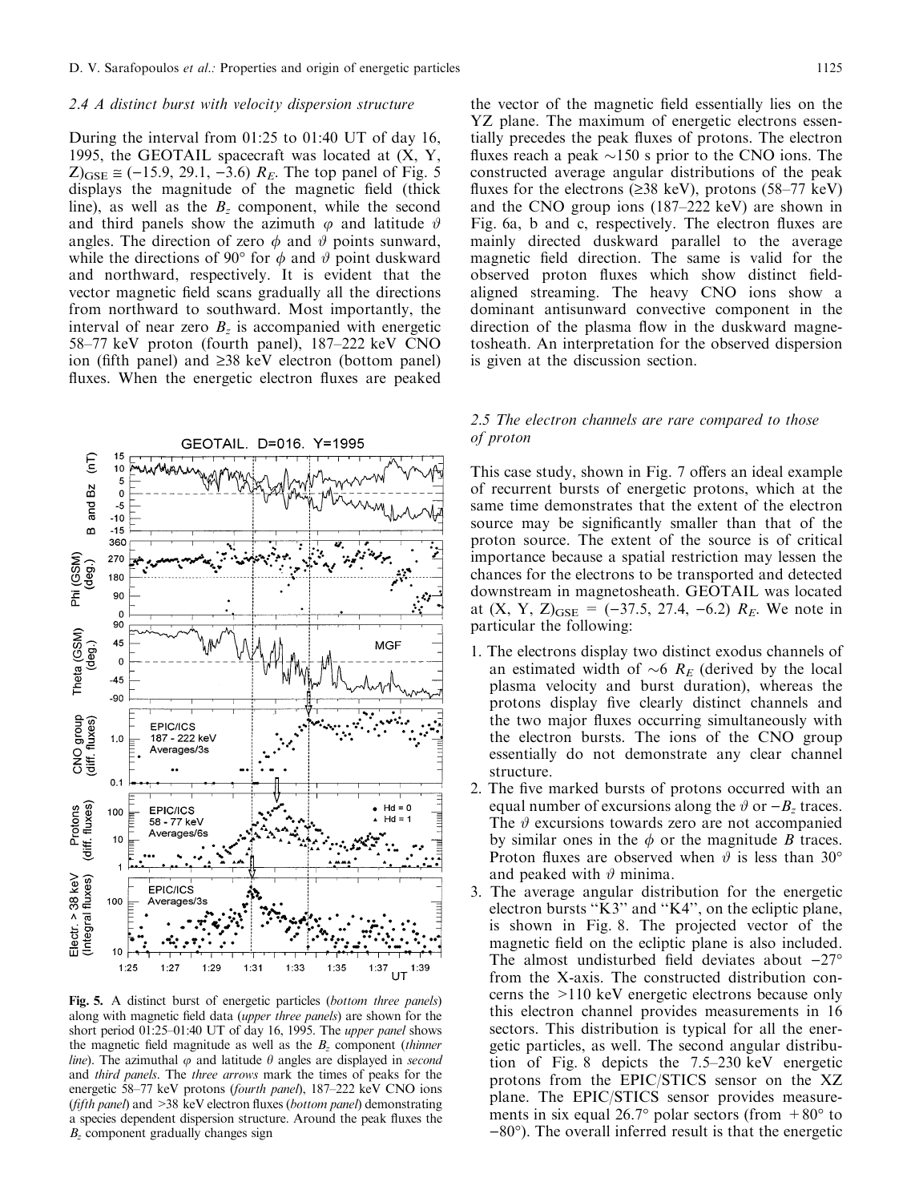### 2.4 A distinct burst with velocity dispersion structure

During the interval from 01:25 to 01:40 UT of day 16, 1995, the GEOTAIL spacecraft was located at (X, Y, Z)$_{GSE}$ $\cong$ (−15.9, 29.1, −3.6) $R_E$. The top panel of Fig. 5 displays the magnitude of the magnetic field (thick line), as well as the $B_z$ component, while the second and third panels show the azimuth $\varphi$ and latitude $\vartheta$ angles. The direction of zero $\phi$ and $\vartheta$ points sunward, while the directions of 90° for $\phi$ and $\vartheta$ point duskward and northward, respectively. It is evident that the vector magnetic field scans gradually all the directions from northward to southward. Most importantly, the interval of near zero $B_z$ is accompanied with energetic 58–77 keV proton (fourth panel), 187–222 keV CNO ion (fifth panel) and ≥38 keV electron (bottom panel) fluxes. When the energetic electron fluxes are peaked the vector of the magnetic field essentially lies on the YZ plane. The maximum of energetic electrons essentially precedes the peak fluxes of protons. The electron fluxes reach a peak ~150 s prior to the CNO ions. The constructed average angular distributions of the peak fluxes for the electrons (≥38 keV), protons (58–77 keV) and the CNO group ions (187–222 keV) are shown in Fig. 6a, b and c, respectively. The electron fluxes are mainly directed duskward parallel to the average magnetic field direction. The same is valid for the observed proton fluxes which show distinct field-aligned streaming. The heavy CNO ions show a dominant antisunward convective component in the direction of the plasma flow in the duskward magnetosheath. An interpretation for the observed dispersion is given at the discussion section.

**Fig. 5.** A distinct burst of energetic particles (*bottom three panels*) along with magnetic field data (*upper three panels*) are shown for the short period 01:25–01:40 UT of day 16, 1995. The *upper panel* shows the magnetic field magnitude as well as the $B_z$ component (*thinner line*). The azimuthal $\varphi$ and latitude $\theta$ angles are displayed in *second* and *third panels*. The *three arrows* mark the times of peaks for the energetic 58–77 keV protons (*fourth panel*), 187–222 keV CNO ions (*fifth panel*) and >38 keV electron fluxes (*bottom panel*) demonstrating a species dependent dispersion structure. Around the peak fluxes the $B_z$ component gradually changes sign

### 2.5 The electron channels are rare compared to those of proton

This case study, shown in Fig. 7 offers an ideal example of recurrent bursts of energetic protons, which at the same time demonstrates that the extent of the electron source may be significantly smaller than that of the proton source. The extent of the source is of critical importance because a spatial restriction may lessen the chances for the electrons to be transported and detected downstream in magnetosheath. GEOTAIL was located at (X, Y, Z)$_{GSE}$ = (−37.5, 27.4, −6.2) $R_E$. We note in particular the following:

1. The electrons display two distinct exodus channels of an estimated width of ~6 $R_E$ (derived by the local plasma velocity and burst duration), whereas the protons display five clearly distinct channels and the two major fluxes occurring simultaneously with the electron bursts. The ions of the CNO group essentially do not demonstrate any clear channel structure.
2. The five marked bursts of protons occurred with an equal number of excursions along the $\vartheta$ or $-B_z$ traces. The $\vartheta$ excursions towards zero are not accompanied by similar ones in the $\phi$ or the magnitude $B$ traces. Proton fluxes are observed when $\vartheta$ is less than 30° and peaked with $\vartheta$ minima.
3. The average angular distribution for the energetic electron bursts "K3" and "K4", on the ecliptic plane, is shown in Fig. 8. The projected vector of the magnetic field on the ecliptic plane is also included. The almost undisturbed field deviates about −27° from the X-axis. The constructed distribution concerns the >110 keV energetic electrons because only this electron channel provides measurements in 16 sectors. This distribution is typical for all the energetic particles, as well. The second angular distribution of Fig. 8 depicts the 7.5–230 keV energetic protons from the EPIC/STICS sensor on the XZ plane. The EPIC/STICS sensor provides measurements in six equal 26.7° polar sectors (from +80° to −80°). The overall inferred result is that the energetic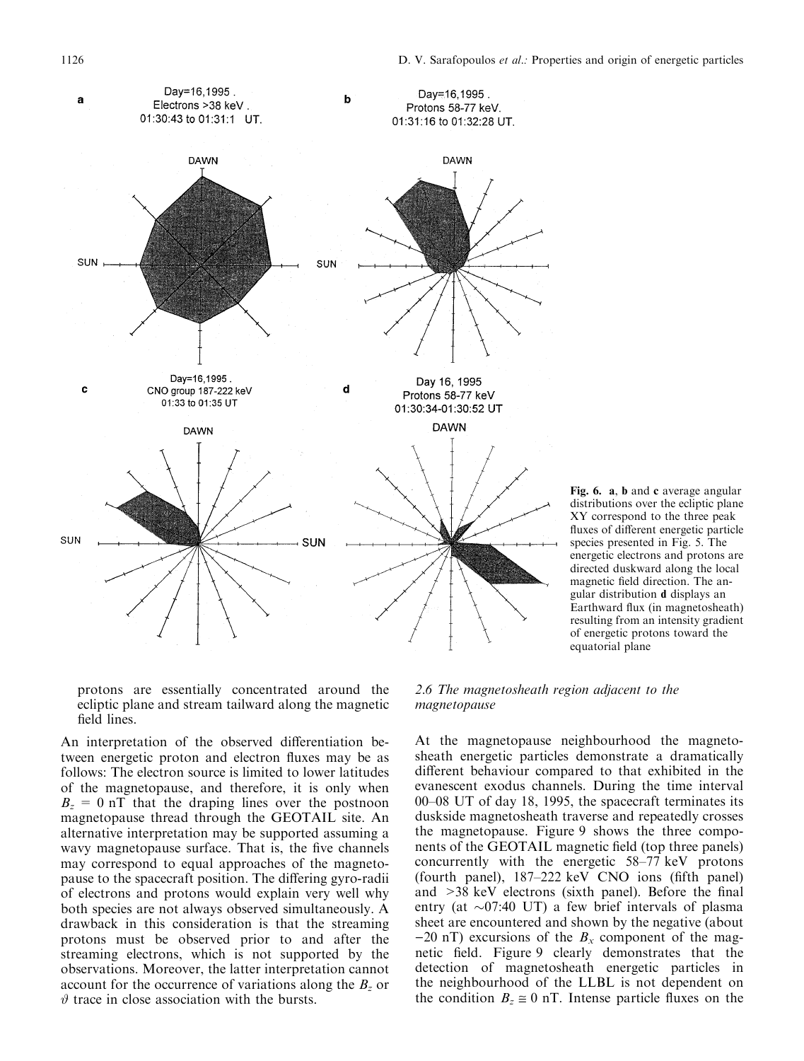Fig. 6. **a**, **b** and **c** average angular distributions over the ecliptic plane XY correspond to the three peak fluxes of different energetic particle species presented in Fig. 5. The energetic electrons and protons are directed duskward along the local magnetic field direction. The angular distribution **d** displays an Earthward flux (in magnetosheath) resulting from an intensity gradient of energetic protons toward the equatorial plane

protons are essentially concentrated around the ecliptic plane and stream tailward along the magnetic field lines.

An interpretation of the observed differentiation between energetic proton and electron fluxes may be as follows: The electron source is limited to lower latitudes of the magnetopause, and therefore, it is only when $B_z$ = 0 nT that the draping lines over the postnoon magnetopause thread through the GEOTAIL site. An alternative interpretation may be supported assuming a wavy magnetopause surface. That is, the five channels may correspond to equal approaches of the magnetopause to the spacecraft position. The differing gyro-radii of electrons and protons would explain very well why both species are not always observed simultaneously. A drawback in this consideration is that the streaming protons must be observed prior to and after the streaming electrons, which is not supported by the observations. Moreover, the latter interpretation cannot account for the occurrence of variations along the $B_z$ or $\vartheta$ trace in close association with the bursts.

### 2.6 The magnetosheath region adjacent to the magnetopause

At the magnetopause neighbourhood the magnetosheath energetic particles demonstrate a dramatically different behaviour compared to that exhibited in the evanescent exodus channels. During the time interval 00–08 UT of day 18, 1995, the spacecraft terminates its duskside magnetosheath traverse and repeatedly crosses the magnetopause. Figure 9 shows the three components of the GEOTAIL magnetic field (top three panels) concurrently with the energetic 58–77 keV protons (fourth panel), 187–222 keV CNO ions (fifth panel) and >38 keV electrons (sixth panel). Before the final entry (at ~07:40 UT) a few brief intervals of plasma sheet are encountered and shown by the negative (about −20 nT) excursions of the $B_x$ component of the magnetic field. Figure 9 clearly demonstrates that the detection of magnetosheath energetic particles in the neighbourhood of the LLBL is not dependent on the condition $B_z \cong 0$ nT. Intense particle fluxes on the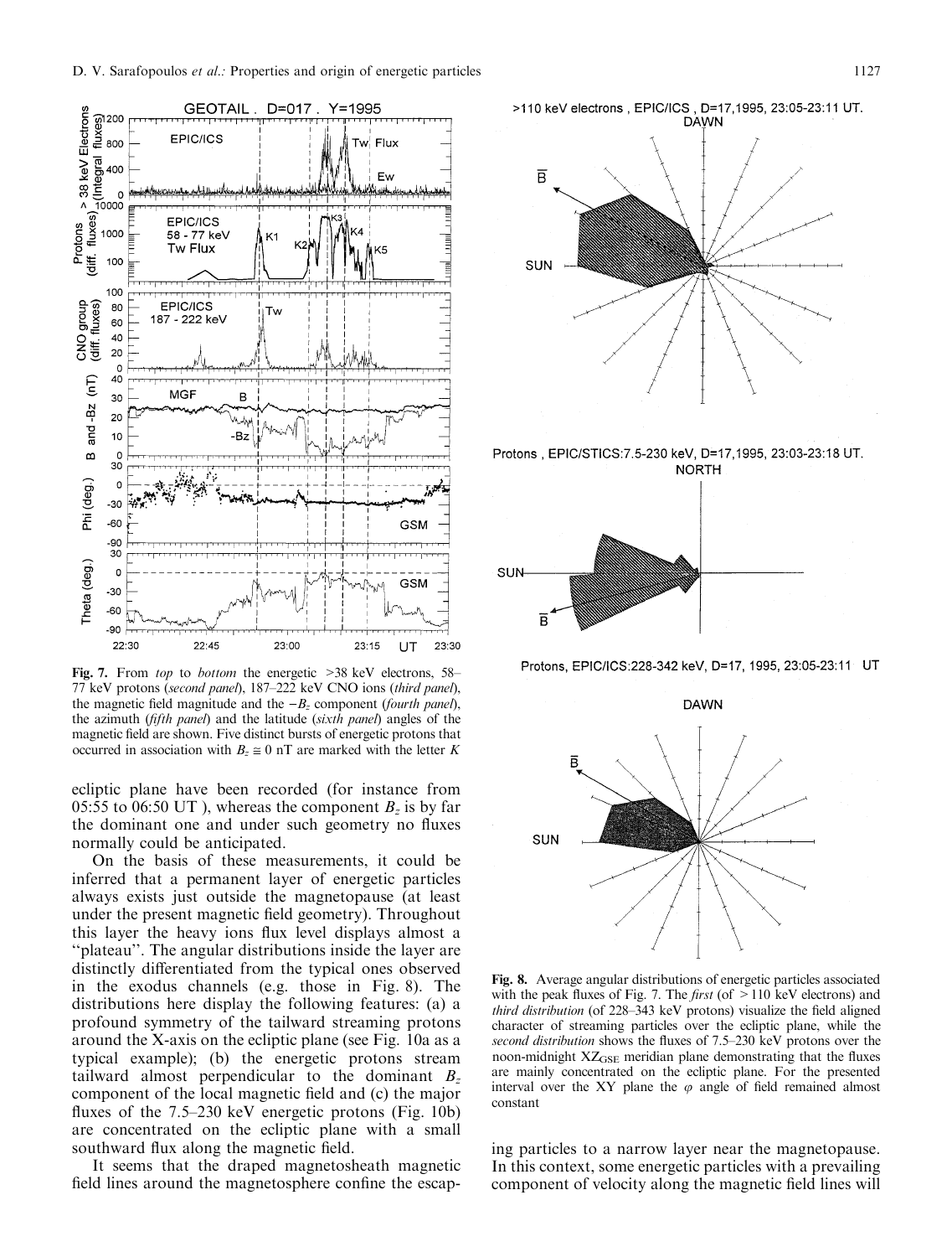Fig. 7. From *top* to *bottom* the energetic >38 keV electrons, 58–77 keV protons (*second panel*), 187–222 keV CNO ions (*third panel*), the magnetic field magnitude and the $-B_z$ component (*fourth panel*), the azimuth (*fifth panel*) and the latitude (*sixth panel*) angles of the magnetic field are shown. Five distinct bursts of energetic protons that occurred in association with $B_z \cong 0$ nT are marked with the letter *K*

ecliptic plane have been recorded (for instance from 05:55 to 06:50 UT ), whereas the component $B_z$ is by far the dominant one and under such geometry no fluxes normally could be anticipated.

On the basis of these measurements, it could be inferred that a permanent layer of energetic particles always exists just outside the magnetopause (at least under the present magnetic field geometry). Throughout this layer the heavy ions flux level displays almost a "plateau". The angular distributions inside the layer are distinctly differentiated from the typical ones observed in the exodus channels (e.g. those in Fig. 8). The distributions here display the following features: (a) a profound symmetry of the tailward streaming protons around the X-axis on the ecliptic plane (see Fig. 10a as a typical example); (b) the energetic protons stream tailward almost perpendicular to the dominant $B_z$ component of the local magnetic field and (c) the major fluxes of the 7.5–230 keV energetic protons (Fig. 10b) are concentrated on the ecliptic plane with a small southward flux along the magnetic field.

It seems that the draped magnetosheath magnetic field lines around the magnetosphere confine the escaping particles to a narrow layer near the magnetopause. In this context, some energetic particles with a prevailing component of velocity along the magnetic field lines will

Fig. 8. Average angular distributions of energetic particles associated with the peak fluxes of Fig. 7. The *first* (of >110 keV electrons) and *third distribution* (of 228–343 keV protons) visualize the field aligned character of streaming particles over the ecliptic plane, while the *second distribution* shows the fluxes of 7.5–230 keV protons over the noon-midnight $XZ_{GSE}$ meridian plane demonstrating that the fluxes are mainly concentrated on the ecliptic plane. For the presented interval over the XY plane the $\varphi$ angle of field remained almost constant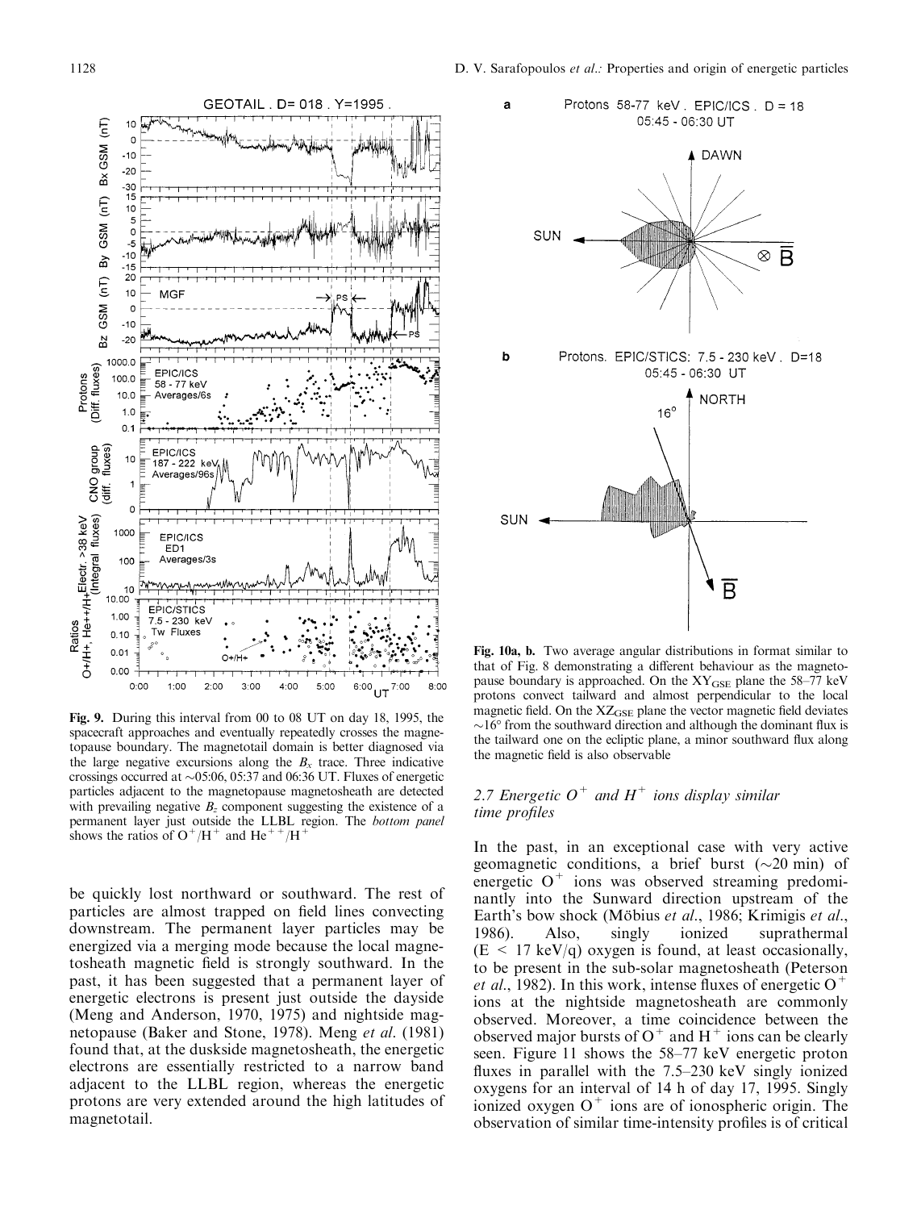**Fig. 9.** During this interval from 00 to 08 UT on day 18, 1995, the spacecraft approaches and eventually repeatedly crosses the magnetopause boundary. The magnetotail domain is better diagnosed via the large negative excursions along the $B_x$ trace. Three indicative crossings occurred at ~05:06, 05:37 and 06:36 UT. Fluxes of energetic particles adjacent to the magnetopause magnetosheath are detected with prevailing negative $B_z$ component suggesting the existence of a permanent layer just outside the LLBL region. The *bottom panel* shows the ratios of $O^+/H^+$ and $He^{++}/H^+$

**Fig. 10a, b.** Two average angular distributions in format similar to that of Fig. 8 demonstrating a different behaviour as the magnetopause boundary is approached. On the $XY_{GSE}$ plane the 58–77 keV protons convect tailward and almost perpendicular to the local magnetic field. On the $XZ_{GSE}$ plane the vector magnetic field deviates ~16° from the southward direction and although the dominant flux is the tailward one on the ecliptic plane, a minor southward flux along the magnetic field is also observable

be quickly lost northward or southward. The rest of particles are almost trapped on field lines convecting downstream. The permanent layer particles may be energized via a merging mode because the local magnetosheath magnetic field is strongly southward. In the past, it has been suggested that a permanent layer of energetic electrons is present just outside the dayside (Meng and Anderson, 1970, 1975) and nightside magnetopause (Baker and Stone, 1978). Meng *et al.* (1981) found that, at the duskside magnetosheath, the energetic electrons are essentially restricted to a narrow band adjacent to the LLBL region, whereas the energetic protons are very extended around the high latitudes of magnetotail.

### 2.7 Energetic $O^+$ and $H^+$ ions display similar time profiles

In the past, in an exceptional case with very active geomagnetic conditions, a brief burst (~20 min) of energetic $O^+$ ions was observed streaming predominantly into the Sunward direction upstream of the Earth's bow shock (Möbius *et al.*, 1986; Krimigis *et al.*, 1986). Also, singly ionized suprathermal ($E < 17$ keV/q) oxygen is found, at least occasionally, to be present in the sub-solar magnetosheath (Peterson *et al.*, 1982). In this work, intense fluxes of energetic $O^+$ ions at the nightside magnetosheath are commonly observed. Moreover, a time coincidence between the observed major bursts of $O^+$ and $H^+$ ions can be clearly seen. Figure 11 shows the 58–77 keV energetic proton fluxes in parallel with the 7.5–230 keV singly ionized oxygens for an interval of 14 h of day 17, 1995. Singly ionized oxygen $O^+$ ions are of ionospheric origin. The observation of similar time-intensity profiles is of critical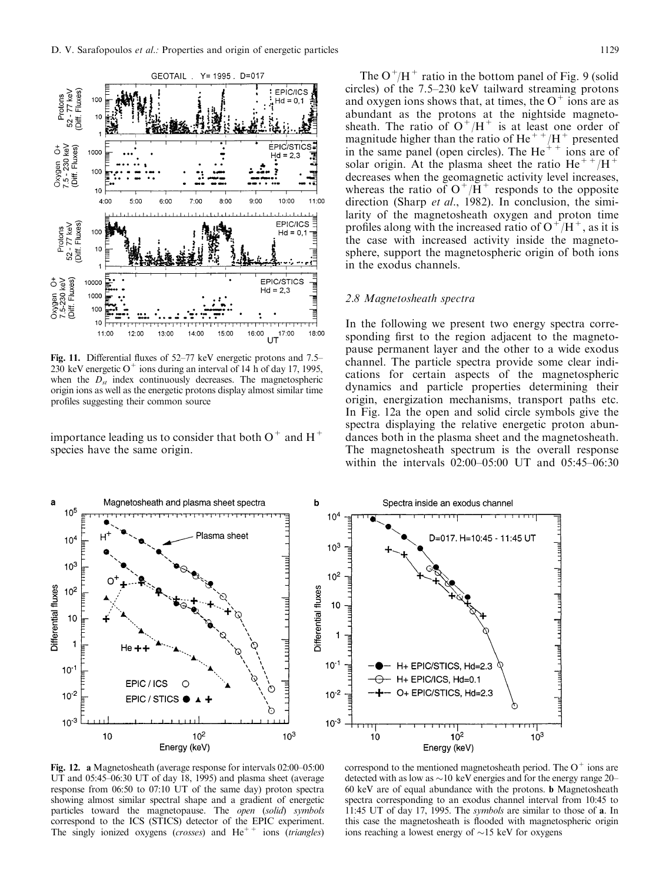**Fig. 11.** Differential fluxes of 52–77 keV energetic protons and 7.5–230 keV energetic $O^+$ ions during an interval of 14 h of day 17, 1995, when the $D_{st}$ index continuously decreases. The magnetospheric origin ions as well as the energetic protons display almost similar time profiles suggesting their common source

importance leading us to consider that both $O^+$ and $H^+$ species have the same origin.

The $O^+/H^+$ ratio in the bottom panel of Fig. 9 (solid circles) of the 7.5–230 keV tailward streaming protons and oxygen ions shows that, at times, the $O^+$ ions are as abundant as the protons at the nightside magnetosheath. The ratio of $O^+/H^+$ is at least one order of magnitude higher than the ratio of $He^{++}/H^+$ presented in the same panel (open circles). The $He^{++}$ ions are of solar origin. At the plasma sheet the ratio $He^{++}/H^+$ decreases when the geomagnetic activity level increases, whereas the ratio of $O^+/H^+$ responds to the opposite direction (Sharp *et al.*, 1982). In conclusion, the similarity of the magnetosheath oxygen and proton time profiles along with the increased ratio of $O^+/H^+$, as it is the case with increased activity inside the magnetosphere, support the magnetospheric origin of both ions in the exodus channels.

### 2.8 Magnetosheath spectra

In the following we present two energy spectra corresponding first to the region adjacent to the magnetopause permanent layer and the other to a wide exodus channel. The particle spectra provide some clear indications for certain aspects of the magnetospheric dynamics and particle properties determining their origin, energization mechanisms, transport paths etc. In Fig. 12a the open and solid circle symbols give the spectra displaying the relative energetic proton abundances both in the plasma sheet and the magnetosheath. The magnetosheath spectrum is the overall response within the intervals 02:00–05:00 UT and 05:45–06:30

**Fig. 12.** **a** Magnetosheath (average response for intervals 02:00–05:00 UT and 05:45–06:30 UT of day 18, 1995) and plasma sheet (average response from 06:50 to 07:10 UT of the same day) proton spectra showing almost similar spectral shape and a gradient of energetic particles toward the magnetopause. The *open* (*solid*) *symbols* correspond to the ICS (STICS) detector of the EPIC experiment. The singly ionized oxygens (*crosses*) and $He^{++}$ ions (*triangles*) correspond to the mentioned magnetosheath period. The $O^+$ ions are detected with as low as ~10 keV energies and for the energy range 20–60 keV are of equal abundance with the protons. **b** Magnetosheath spectra corresponding to an exodus channel interval from 10:45 to 11:45 UT of day 17, 1995. The *symbols* are similar to those of **a**. In this case the magnetosheath is flooded with magnetospheric origin ions reaching a lowest energy of ~15 keV for oxygens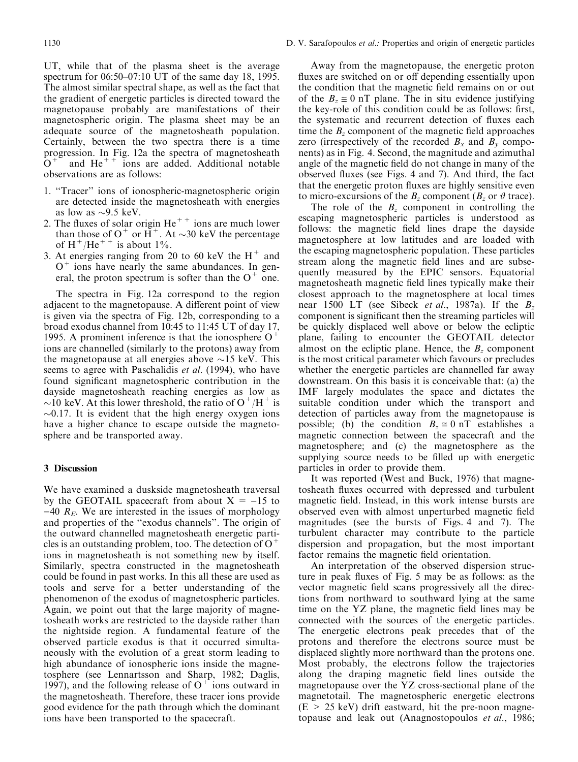UT, while that of the plasma sheet is the average spectrum for 06:50–07:10 UT of the same day 18, 1995. The almost similar spectral shape, as well as the fact that the gradient of energetic particles is directed toward the magnetopause probably are manifestations of their magnetospheric origin. The plasma sheet may be an adequate source of the magnetosheath population. Certainly, between the two spectra there is a time progression. In Fig. 12a the spectra of magnetosheath $O^+$ and $He^{++}$ ions are added. Additional notable observations are as follows:

1. "Tracer" ions of ionospheric-magnetospheric origin are detected inside the magnetosheath with energies as low as ~9.5 keV.
2. The fluxes of solar origin $He^{++}$ ions are much lower than those of $O^+$ or $H^+$. At ~30 keV the percentage of $H^+/He^{++}$ is about 1%.
3. At energies ranging from 20 to 60 keV the $H^+$ and $O^+$ ions have nearly the same abundances. In general, the proton spectrum is softer than the $O^+$ one.

The spectra in Fig. 12a correspond to the region adjacent to the magnetopause. A different point of view is given via the spectra of Fig. 12b, corresponding to a broad exodus channel from 10:45 to 11:45 UT of day 17, 1995. A prominent inference is that the ionosphere $O^+$ ions are channelled (similarly to the protons) away from the magnetopause at all energies above ~15 keV. This seems to agree with Paschalidis *et al.* (1994), who have found significant magnetospheric contribution in the dayside magnetosheath reaching energies as low as ~10 keV. At this lower threshold, the ratio of $O^+/H^+$ is ~0.17. It is evident that the high energy oxygen ions have a higher chance to escape outside the magnetosphere and be transported away.

## 3 Discussion

We have examined a duskside magnetosheath traversal by the GEOTAIL spacecraft from about X = −15 to −40 $R_E$. We are interested in the issues of morphology and properties of the "exodus channels". The origin of the outward channelled magnetosheath energetic particles is an outstanding problem, too. The detection of $O^+$ ions in magnetosheath is not something new by itself. Similarly, spectra constructed in the magnetosheath could be found in past works. In this all these are used as tools and serve for a better understanding of the phenomenon of the exodus of magnetospheric particles. Again, we point out that the large majority of magnetosheath works are restricted to the dayside rather than the nightside region. A fundamental feature of the observed particle exodus is that it occurred simultaneously with the evolution of a great storm leading to high abundance of ionospheric ions inside the magnetosphere (see Lennartsson and Sharp, 1982; Daglis, 1997), and the following release of $O^+$ ions outward in the magnetosheath. Therefore, these tracer ions provide good evidence for the path through which the dominant ions have been transported to the spacecraft.

Away from the magnetopause, the energetic proton fluxes are switched on or off depending essentially upon the condition that the magnetic field remains on or out of the $B_z \cong 0$ nT plane. The in situ evidence justifying the key-role of this condition could be as follows: first, the systematic and recurrent detection of fluxes each time the $B_z$ component of the magnetic field approaches zero (irrespectively of the recorded $B_x$ and $B_y$ components) as in Fig. 4. Second, the magnitude and azimuthal angle of the magnetic field do not change in many of the observed fluxes (see Figs. 4 and 7). And third, the fact that the energetic proton fluxes are highly sensitive even to micro-excursions of the $B_z$ component ($B_z$ or $\vartheta$ trace).

The role of the $B_z$ component in controlling the escaping magnetospheric particles is understood as follows: the magnetic field lines drape the dayside magnetosphere at low latitudes and are loaded with the escaping magnetospheric population. These particles stream along the magnetic field lines and are subsequently measured by the EPIC sensors. Equatorial magnetosheath magnetic field lines typically make their closest approach to the magnetosphere at local times near 1500 LT (see Sibeck *et al.*, 1987a). If the $B_z$ component is significant then the streaming particles will be quickly displaced well above or below the ecliptic plane, failing to encounter the GEOTAIL detector almost on the ecliptic plane. Hence, the $B_z$ component is the most critical parameter which favours or precludes whether the energetic particles are channelled far away downstream. On this basis it is conceivable that: (a) the IMF largely modulates the space and dictates the suitable condition under which the transport and detection of particles away from the magnetopause is possible; (b) the condition $B_z \cong 0$ nT establishes a magnetic connection between the spacecraft and the magnetosphere; and (c) the magnetosphere as the supplying source needs to be filled up with energetic particles in order to provide them.

It was reported (West and Buck, 1976) that magnetosheath fluxes occurred with depressed and turbulent magnetic field. Instead, in this work intense bursts are observed even with almost unperturbed magnetic field magnitudes (see the bursts of Figs. 4 and 7). The turbulent character may contribute to the particle dispersion and propagation, but the most important factor remains the magnetic field orientation.

An interpretation of the observed dispersion structure in peak fluxes of Fig. 5 may be as follows: as the vector magnetic field scans progressively all the directions from northward to southward lying at the same time on the YZ plane, the magnetic field lines may be connected with the sources of the energetic particles. The energetic electrons peak precedes that of the protons and therefore the electrons source must be displaced slightly more northward than the protons one. Most probably, the electrons follow the trajectories along the draping magnetic field lines outside the magnetopause over the YZ cross-sectional plane of the magnetotail. The magnetospheric energetic electrons (E > 25 keV) drift eastward, hit the pre-noon magnetopause and leak out (Anagnostopoulos *et al.*, 1986;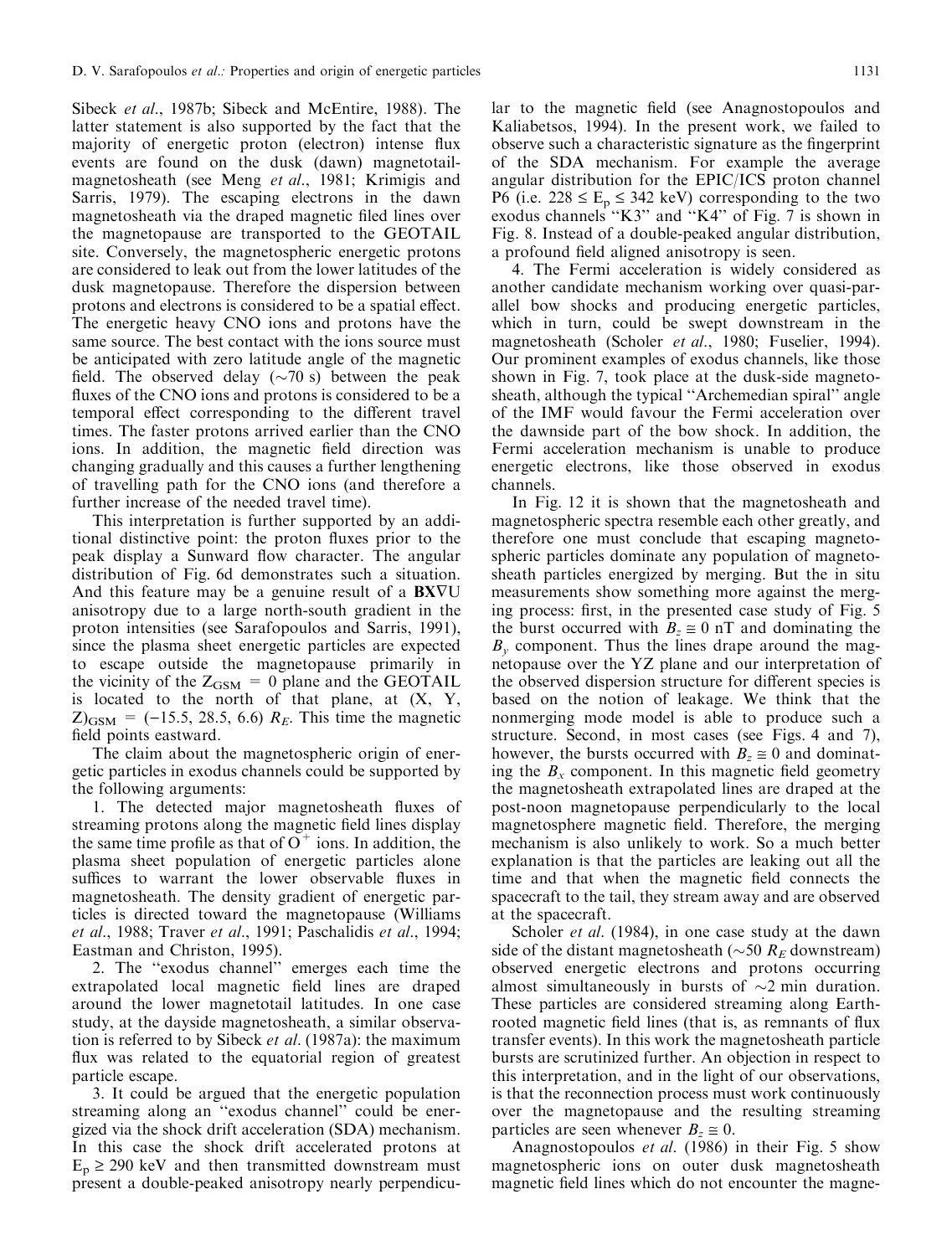Sibeck *et al*., 1987b; Sibeck and McEntire, 1988). The latter statement is also supported by the fact that the majority of energetic proton (electron) intense flux events are found on the dusk (dawn) magnetotail-magnetosheath (see Meng *et al*., 1981; Krimigis and Sarris, 1979). The escaping electrons in the dawn magnetosheath via the draped magnetic filed lines over the magnetopause are transported to the GEOTAIL site. Conversely, the magnetospheric energetic protons are considered to leak out from the lower latitudes of the dusk magnetopause. Therefore the dispersion between protons and electrons is considered to be a spatial effect. The energetic heavy CNO ions and protons have the same source. The best contact with the ions source must be anticipated with zero latitude angle of the magnetic field. The observed delay (~70 s) between the peak fluxes of the CNO ions and protons is considered to be a temporal effect corresponding to the different travel times. The faster protons arrived earlier than the CNO ions. In addition, the magnetic field direction was changing gradually and this causes a further lengthening of travelling path for the CNO ions (and therefore a further increase of the needed travel time).

This interpretation is further supported by an additional distinctive point: the proton fluxes prior to the peak display a Sunward flow character. The angular distribution of Fig. 6d demonstrates such a situation. And this feature may be a genuine result of a $\mathbf{B}\mathbf{X}\nabla\mathbf{U}$ anisotropy due to a large north-south gradient in the proton intensities (see Sarafopoulos and Sarris, 1991), since the plasma sheet energetic particles are expected to escape outside the magnetopause primarily in the vicinity of the $Z_{GSM} = 0$ plane and the GEOTAIL is located to the north of that plane, at $(X, Y, Z)_{GSM} = (-15.5, 28.5, 6.6)\ R_E$. This time the magnetic field points eastward.

The claim about the magnetospheric origin of energetic particles in exodus channels could be supported by the following arguments:

1. The detected major magnetosheath fluxes of streaming protons along the magnetic field lines display the same time profile as that of $O^+$ ions. In addition, the plasma sheet population of energetic particles alone suffices to warrant the lower observable fluxes in magnetosheath. The density gradient of energetic particles is directed toward the magnetopause (Williams *et al*., 1988; Traver *et al*., 1991; Paschalidis *et al*., 1994; Eastman and Christon, 1995).

2. The ''exodus channel'' emerges each time the extrapolated local magnetic field lines are draped around the lower magnetotail latitudes. In one case study, at the dayside magnetosheath, a similar observation is referred to by Sibeck *et al*. (1987a): the maximum flux was related to the equatorial region of greatest particle escape.

3. It could be argued that the energetic population streaming along an ''exodus channel'' could be energized via the shock drift acceleration (SDA) mechanism. In this case the shock drift accelerated protons at $E_p \geq 290$ keV and then transmitted downstream must present a double-peaked anisotropy nearly perpendicular to the magnetic field (see Anagnostopoulos and Kaliabetsos, 1994). In the present work, we failed to observe such a characteristic signature as the fingerprint of the SDA mechanism. For example the average angular distribution for the EPIC/ICS proton channel P6 (i.e. $228 \leq E_p \leq 342$ keV) corresponding to the two exodus channels ''K3'' and ''K4'' of Fig. 7 is shown in Fig. 8. Instead of a double-peaked angular distribution, a profound field aligned anisotropy is seen.

4. The Fermi acceleration is widely considered as another candidate mechanism working over quasi-parallel bow shocks and producing energetic particles, which in turn, could be swept downstream in the magnetosheath (Scholer *et al*., 1980; Fuselier, 1994). Our prominent examples of exodus channels, like those shown in Fig. 7, took place at the dusk-side magnetosheath, although the typical ''Archemedian spiral'' angle of the IMF would favour the Fermi acceleration over the dawnside part of the bow shock. In addition, the Fermi acceleration mechanism is unable to produce energetic electrons, like those observed in exodus channels.

In Fig. 12 it is shown that the magnetosheath and magnetospheric spectra resemble each other greatly, and therefore one must conclude that escaping magnetospheric particles dominate any population of magnetosheath particles energized by merging. But the in situ measurements show something more against the merging process: first, in the presented case study of Fig. 5 the burst occurred with $B_z \cong 0$ nT and dominating the $B_y$ component. Thus the lines drape around the magnetopause over the YZ plane and our interpretation of the observed dispersion structure for different species is based on the notion of leakage. We think that the nonmerging mode model is able to produce such a structure. Second, in most cases (see Figs. 4 and 7), however, the bursts occurred with $B_z \cong 0$ and dominating the $B_x$ component. In this magnetic field geometry the magnetosheath extrapolated lines are draped at the post-noon magnetopause perpendicularly to the local magnetosphere magnetic field. Therefore, the merging mechanism is also unlikely to work. So a much better explanation is that the particles are leaking out all the time and that when the magnetic field connects the spacecraft to the tail, they stream away and are observed at the spacecraft.

Scholer *et al*. (1984), in one case study at the dawn side of the distant magnetosheath (~50 $R_E$ downstream) observed energetic electrons and protons occurring almost simultaneously in bursts of ~2 min duration. These particles are considered streaming along Earth-rooted magnetic field lines (that is, as remnants of flux transfer events). In this work the magnetosheath particle bursts are scrutinized further. An objection in respect to this interpretation, and in the light of our observations, is that the reconnection process must work continuously over the magnetopause and the resulting streaming particles are seen whenever $B_z \cong 0$.

Anagnostopoulos *et al*. (1986) in their Fig. 5 show magnetospheric ions on outer dusk magnetosheath magnetic field lines which do not encounter the magne-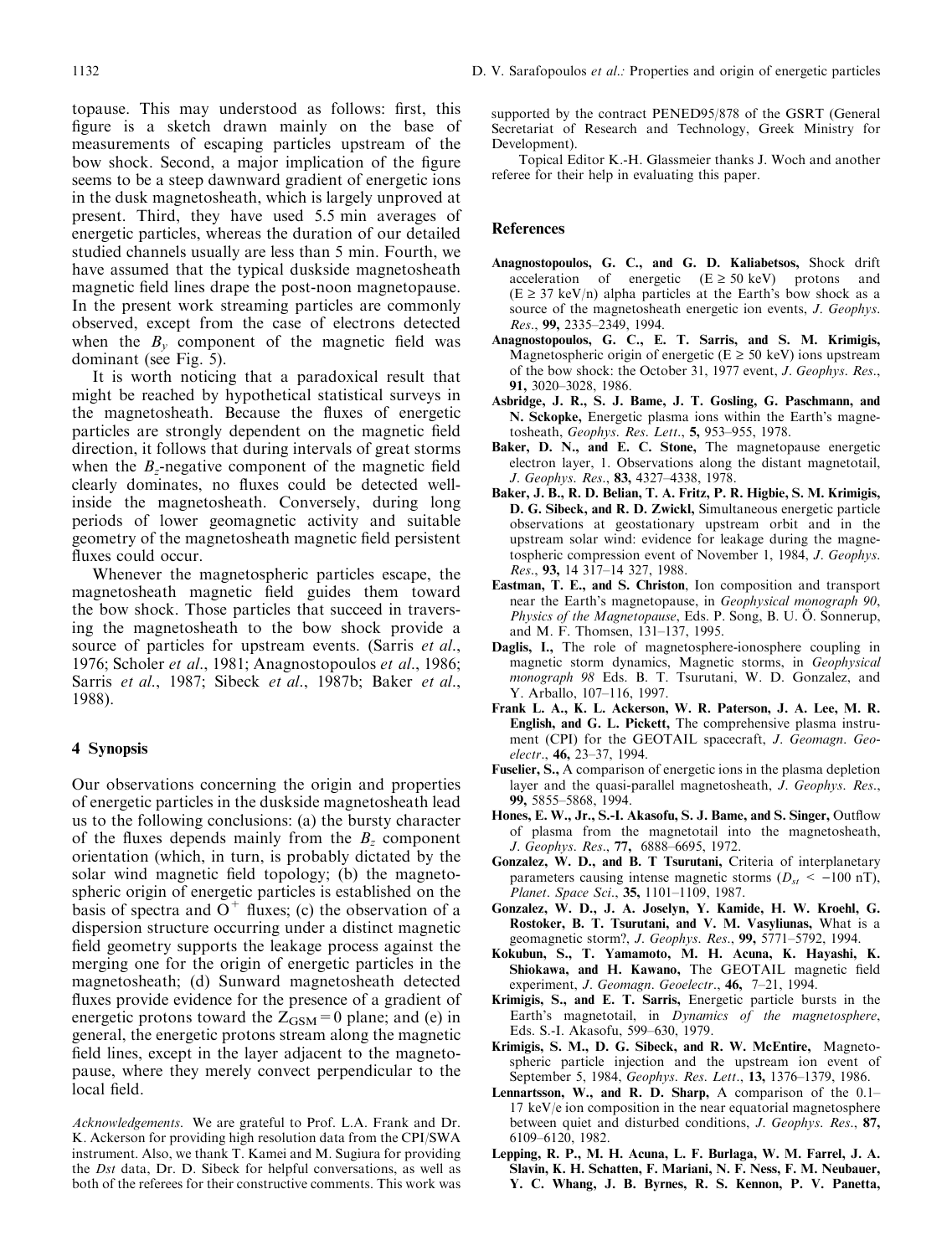topause. This may understood as follows: first, this figure is a sketch drawn mainly on the base of measurements of escaping particles upstream of the bow shock. Second, a major implication of the figure seems to be a steep dawnward gradient of energetic ions in the dusk magnetosheath, which is largely unproved at present. Third, they have used 5.5 min averages of energetic particles, whereas the duration of our detailed studied channels usually are less than 5 min. Fourth, we have assumed that the typical duskside magnetosheath magnetic field lines drape the post-noon magnetopause. In the present work streaming particles are commonly observed, except from the case of electrons detected when the $B_y$ component of the magnetic field was dominant (see Fig. 5).

It is worth noticing that a paradoxical result that might be reached by hypothetical statistical surveys in the magnetosheath. Because the fluxes of energetic particles are strongly dependent on the magnetic field direction, it follows that during intervals of great storms when the $B_z$-negative component of the magnetic field clearly dominates, no fluxes could be detected well-inside the magnetosheath. Conversely, during long periods of lower geomagnetic activity and suitable geometry of the magnetosheath magnetic field persistent fluxes could occur.

Whenever the magnetospheric particles escape, the magnetosheath magnetic field guides them toward the bow shock. Those particles that succeed in traversing the magnetosheath to the bow shock provide a source of particles for upstream events. (Sarris *et al*., 1976; Scholer *et al*., 1981; Anagnostopoulos *et al*., 1986; Sarris *et al*., 1987; Sibeck *et al*., 1987b; Baker *et al*., 1988).

## 4 Synopsis

Our observations concerning the origin and properties of energetic particles in the duskside magnetosheath lead us to the following conclusions: (a) the bursty character of the fluxes depends mainly from the $B_z$ component orientation (which, in turn, is probably dictated by the solar wind magnetic field topology); (b) the magnetospheric origin of energetic particles is established on the basis of spectra and $O^+$ fluxes; (c) the observation of a dispersion structure occurring under a distinct magnetic field geometry supports the leakage process against the merging one for the origin of energetic particles in the magnetosheath; (d) Sunward magnetosheath detected fluxes provide evidence for the presence of a gradient of energetic protons toward the $Z_{GSM} = 0$ plane; and (e) in general, the energetic protons stream along the magnetic field lines, except in the layer adjacent to the magnetopause, where they merely convect perpendicular to the local field.

*Acknowledgements*. We are grateful to Prof. L.A. Frank and Dr. K. Ackerson for providing high resolution data from the CPI/SWA instrument. Also, we thank T. Kamei and M. Sugiura for providing the *Dst* data, Dr. D. Sibeck for helpful conversations, as well as both of the referees for their constructive comments. This work was supported by the contract PENED95/878 of the GSRT (General Secretariat of Research and Technology, Greek Ministry for Development).

Topical Editor K.-H. Glassmeier thanks J. Woch and another referee for their help in evaluating this paper.

## References

**Anagnostopoulos, G. C., and G. D. Kaliabetsos,** Shock drift acceleration of energetic ($E \geq 50$ keV) protons and ($E \geq 37$ keV/n) alpha particles at the Earth's bow shock as a source of the magnetosheath energetic ion events, *J. Geophys. Res*., **99,** 2335–2349, 1994.

**Anagnostopoulos, G. C., E. T. Sarris, and S. M. Krimigis,** Magnetospheric origin of energetic ($E \geq 50$ keV) ions upstream of the bow shock: the October 31, 1977 event, *J. Geophys. Res*., **91,** 3020–3028, 1986.

**Asbridge, J. R., S. J. Bame, J. T. Gosling, G. Paschmann, and N. Sckopke,** Energetic plasma ions within the Earth's magnetosheath, *Geophys. Res. Lett*., **5,** 953–955, 1978.

**Baker, D. N., and E. C. Stone,** The magnetopause energetic electron layer, 1. Observations along the distant magnetotail, *J. Geophys. Res*., **83,** 4327–4338, 1978.

**Baker, J. B., R. D. Belian, T. A. Fritz, P. R. Higbie, S. M. Krimigis, D. G. Sibeck, and R. D. Zwickl,** Simultaneous energetic particle observations at geostationary upstream orbit and in the upstream solar wind: evidence for leakage during the magnetospheric compression event of November 1, 1984, *J. Geophys. Res*., **93,** 14 317–14 327, 1988.

**Eastman, T. E., and S. Christon**, Ion composition and transport near the Earth's magnetopause, in *Geophysical monograph 90*, *Physics of the Magnetopause*, Eds. P. Song, B. U. Ö. Sonnerup, and M. F. Thomsen, 131–137, 1995.

**Daglis, I.,** The role of magnetosphere-ionosphere coupling in magnetic storm dynamics, Magnetic storms, in *Geophysical monograph 98* Eds. B. T. Tsurutani, W. D. Gonzalez, and Y. Arballo, 107–116, 1997.

**Frank L. A., K. L. Ackerson, W. R. Paterson, J. A. Lee, M. R. English, and G. L. Pickett,** The comprehensive plasma instrument (CPI) for the GEOTAIL spacecraft, *J. Geomagn. Geoelectr*., **46,** 23–37, 1994.

**Fuselier, S.,** A comparison of energetic ions in the plasma depletion layer and the quasi-parallel magnetosheath, *J. Geophys. Res*., **99,** 5855–5868, 1994.

**Hones, E. W., Jr., S.-I. Akasofu, S. J. Bame, and S. Singer,** Outflow of plasma from the magnetotail into the magnetosheath, *J. Geophys. Res*., **77,** 6888–6695, 1972.

**Gonzalez, W. D., and B. T Tsurutani,** Criteria of interplanetary parameters causing intense magnetic storms ($D_{st} < -100$ nT), *Planet. Space Sci*., **35,** 1101–1109, 1987.

**Gonzalez, W. D., J. A. Joselyn, Y. Kamide, H. W. Kroehl, G. Rostoker, B. T. Tsurutani, and V. M. Vasyliunas,** What is a geomagnetic storm?, *J. Geophys. Res*., **99,** 5771–5792, 1994.

**Kokubun, S., T. Yamamoto, M. H. Acuna, K. Hayashi, K. Shiokawa, and H. Kawano,** The GEOTAIL magnetic field experiment, *J. Geomagn. Geoelectr*., **46,** 7–21, 1994.

**Krimigis, S., and E. T. Sarris,** Energetic particle bursts in the Earth's magnetotail, in *Dynamics of the magnetosphere*, Eds. S.-I. Akasofu, 599–630, 1979.

**Krimigis, S. M., D. G. Sibeck, and R. W. McEntire,** Magnetospheric particle injection and the upstream ion event of September 5, 1984, *Geophys. Res. Lett*., **13,** 1376–1379, 1986.

**Lennartsson, W., and R. D. Sharp,** A comparison of the 0.1–17 keV/e ion composition in the near equatorial magnetosphere between quiet and disturbed conditions, *J. Geophys. Res*., **87,** 6109–6120, 1982.

**Lepping, R. P., M. H. Acuna, L. F. Burlaga, W. M. Farrel, J. A. Slavin, K. H. Schatten, F. Mariani, N. F. Ness, F. M. Neubauer, Y. C. Whang, J. B. Byrnes, R. S. Kennon, P. V. Panetta,**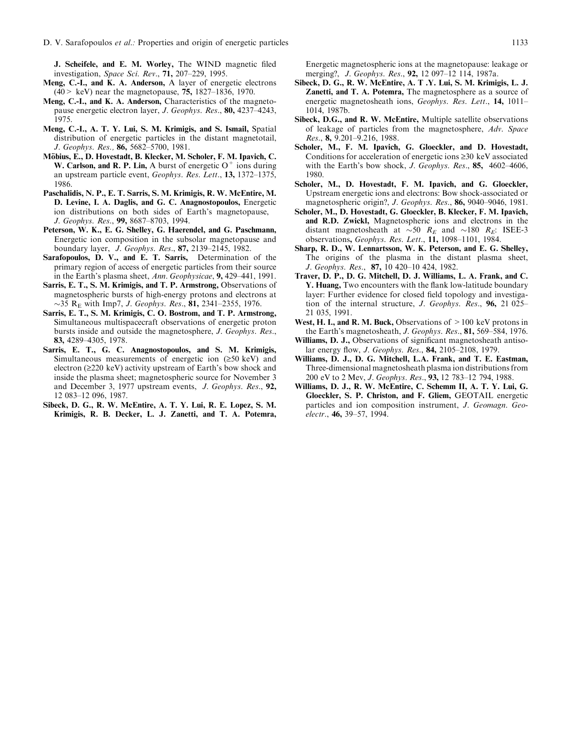**J. Scheifele, and E. M. Worley,** The WIND magnetic filed investigation, *Space Sci. Rev*., **71,** 207–229, 1995.

**Meng, C.-I., and K. A. Anderson,** A layer of energetic electrons (40 > keV) near the magnetopause, **75,** 1827–1836, 1970.

**Meng, C.-I., and K. A. Anderson,** Characteristics of the magnetopause energetic electron layer, *J. Geophys. Res*., **80,** 4237–4243, 1975.

**Meng, C.-I., A. T. Y. Lui, S. M. Krimigis, and S. Ismail,** Spatial distribution of energetic particles in the distant magnetotail, *J. Geophys. Res.,* **86,** 5682–5700, 1981.

**Möbius, E., D. Hovestadt, B. Klecker, M. Scholer, F. M. Ipavich, C. W. Carlson, and R. P. Lin,** A burst of energetic $O^+$ ions during an upstream particle event, *Geophys. Res. Lett*., **13,** 1372–1375, 1986.

**Paschalidis, N. P., E. T. Sarris, S. M. Krimigis, R. W. McEntire, M. D. Levine, I. A. Daglis, and G. C. Anagnostopoulos,** Energetic ion distributions on both sides of Earth's magnetopause, *J. Geophys. Res*., **99,** 8687–8703, 1994.

**Peterson, W. K., E. G. Shelley, G. Haerendel, and G. Paschmann,** Energetic ion composition in the subsolar magnetopause and boundary layer, *J. Geophys. Res*., **87,** 2139–2145, 1982.

**Sarafopoulos, D. V., and E. T. Sarris,** Determination of the primary region of access of energetic particles from their source in the Earth's plasma sheet, *Ann. Geophysicae*, **9,** 429–441, 1991.

**Sarris, E. T., S. M. Krimigis, and T. P. Armstrong,** Observations of magnetospheric bursts of high-energy protons and electrons at $\sim$35 $R_E$ with Imp7, *J. Geophys. Res*., **81,** 2341–2355, 1976.

**Sarris, E. T., S. M. Krimigis, C. O. Bostrom, and T. P. Armstrong,** Simultaneous multispacecraft observations of energetic proton bursts inside and outside the magnetosphere, *J. Geophys. Res*., **83,** 4289–4305, 1978.

**Sarris, E. T., G. C. Anagnostopoulos, and S. M. Krimigis,** Simultaneous measurements of energetic ion ($\geq$50 keV) and electron ($\geq$220 keV) activity upstream of Earth's bow shock and inside the plasma sheet; magnetospheric source for November 3 and December 3, 1977 upstream events, *J. Geophys. Res*., **92,** 12 083–12 096, 1987.

**Sibeck, D. G., R. W. McEntire, A. T. Y. Lui, R. E. Lopez, S. M. Krimigis, R. B. Decker, L. J. Zanetti, and T. A. Potemra,** Energetic magnetospheric ions at the magnetopause: leakage or merging?, *J. Geophys. Res*., **92,** 12 097–12 114, 1987a.

**Sibeck, D. G., R. W. McEntire, A. T .Y. Lui, S. M. Krimigis, L. J. Zanetti, and T. A. Potemra,** The magnetosphere as a source of energetic magnetosheath ions, *Geophys. Res. Lett*., **14,** 1011–1014, 1987b.

**Sibeck, D.G., and R. W. McEntire,** Multiple satellite observations of leakage of particles from the magnetosphere, *Adv. Space Res*., **8,** 9.201–9.216, 1988.

**Scholer, M., F. M. Ipavich, G. Gloeckler, and D. Hovestadt,** Conditions for acceleration of energetic ions $\geq$30 keV associated with the Earth's bow shock, *J. Geophys. Res*., **85,** 4602–4606, 1980.

**Scholer, M., D. Hovestadt, F. M. Ipavich, and G. Gloeckler,** Upstream energetic ions and electrons: Bow shock-associated or magnetospheric origin?, *J. Geophys. Res*., **86,** 9040–9046, 1981.

**Scholer, M., D. Hovestadt, G. Gloeckler, B. Klecker, F. M. Ipavich, and R.D. Zwickl,** Magnetospheric ions and electrons in the distant magnetosheath at $\sim$50 $R_E$ and $\sim$180 $R_E$: ISEE-3 observations**,** *Geophys. Res. Lett*., **11,** 1098–1101, 1984.

**Sharp, R. D., W. Lennartsson, W. K. Peterson, and E. G. Shelley,** The origins of the plasma in the distant plasma sheet, *J. Geophys. Res*., **87,** 10 420–10 424, 1982.

**Traver, D. P., D. G. Mitchell, D. J. Williams, L. A. Frank, and C. Y. Huang,** Two encounters with the flank low-latitude boundary layer: Further evidence for closed field topology and investigation of the internal structure, *J. Geophys. Res*., **96,** 21 025–21 035, 1991.

**West, H. I., and R. M. Buck,** Observations of > 100 keV protons in the Earth's magnetosheath, *J. Geophys. Res*., **81,** 569–584, 1976.

**Williams, D. J.,** Observations of significant magnetosheath antisolar energy flow, *J. Geophys. Res*., **84,** 2105–2108, 1979.

**Williams, D. J., D. G. Mitchell, L.A. Frank, and T. E. Eastman,** Three-dimensional magnetosheath plasma ion distributions from 200 eV to 2 Mev, *J. Geophys. Res*., **93,** 12 783–12 794, 1988.

**Williams, D. J., R. W. McEntire, C. Schemm II, A. T. Y. Lui, G. Gloeckler, S. P. Christon, and F. Gliem,** GEOTAIL energetic particles and ion composition instrument, *J. Geomagn. Geoelectr*., **46,** 39–57, 1994.